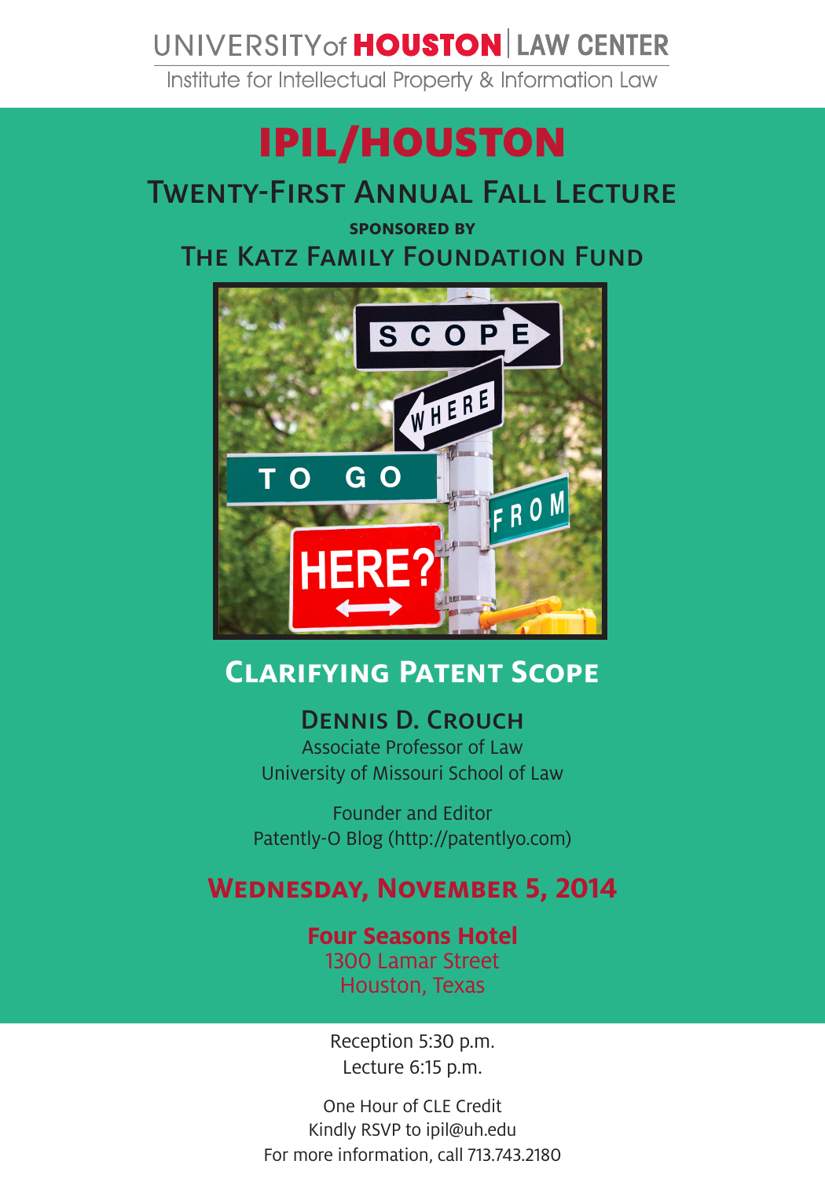UNIVERSITY of **HOUSTON** | LAW CENTER

Institute for Intellectual Property & Information Law

# IPIL/HOUSTON

## Twenty-First Annual Fall Lecture

**SPONSORED BY**

The Katz Family Foundation Fund

## Clarifying Patent Scope

### Dennis D. Crouch

Associate Professor of Law
University of Missouri School of Law

Founder and Editor
Patently-O Blog (http://patentlyo.com)

## Wednesday, November 5, 2014

**Four Seasons Hotel**
1300 Lamar Street
Houston, Texas

Reception 5:30 p.m.
Lecture 6:15 p.m.

One Hour of CLE Credit
Kindly RSVP to ipil@uh.edu
For more information, call 713.743.2180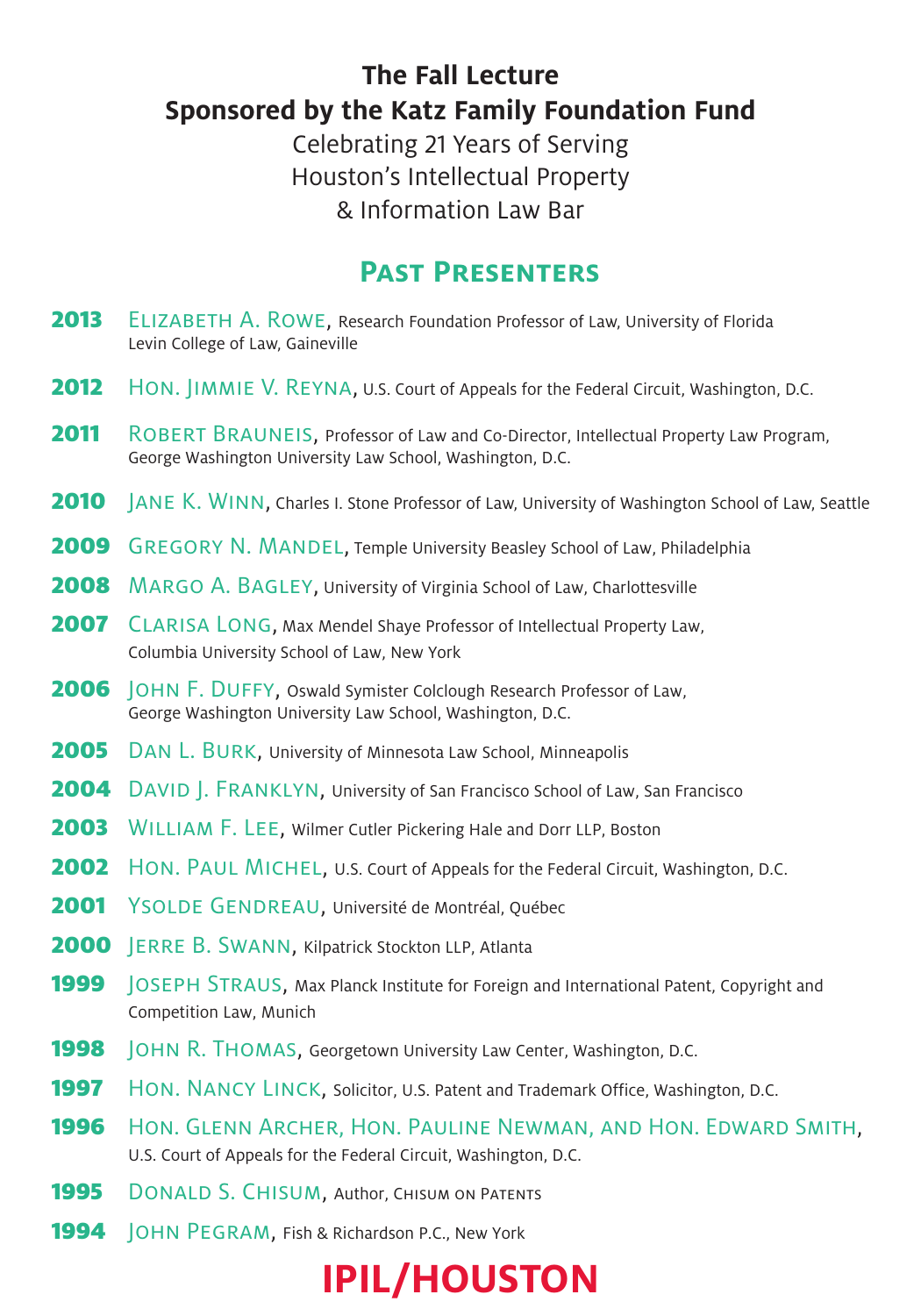# The Fall Lecture
## Sponsored by the Katz Family Foundation Fund

Celebrating 21 Years of Serving
Houston's Intellectual Property
& Information Law Bar

## Past Presenters

**2013** Elizabeth A. Rowe, Research Foundation Professor of Law, University of Florida Levin College of Law, Gaineville

**2012** Hon. Jimmie V. Reyna, U.S. Court of Appeals for the Federal Circuit, Washington, D.C.

**2011** Robert Brauneis, Professor of Law and Co-Director, Intellectual Property Law Program, George Washington University Law School, Washington, D.C.

**2010** Jane K. Winn, Charles I. Stone Professor of Law, University of Washington School of Law, Seattle

**2009** Gregory N. Mandel, Temple University Beasley School of Law, Philadelphia

**2008** Margo A. Bagley, University of Virginia School of Law, Charlottesville

**2007** Clarisa Long, Max Mendel Shaye Professor of Intellectual Property Law, Columbia University School of Law, New York

**2006** John F. Duffy, Oswald Symister Colclough Research Professor of Law, George Washington University Law School, Washington, D.C.

**2005** Dan L. Burk, University of Minnesota Law School, Minneapolis

**2004** David J. Franklyn, University of San Francisco School of Law, San Francisco

**2003** William F. Lee, Wilmer Cutler Pickering Hale and Dorr LLP, Boston

**2002** Hon. Paul Michel, U.S. Court of Appeals for the Federal Circuit, Washington, D.C.

**2001** Ysolde Gendreau, Université de Montréal, Québec

**2000** Jerre B. Swann, Kilpatrick Stockton LLP, Atlanta

**1999** Joseph Straus, Max Planck Institute for Foreign and International Patent, Copyright and Competition Law, Munich

**1998** John R. Thomas, Georgetown University Law Center, Washington, D.C.

**1997** Hon. Nancy Linck, Solicitor, U.S. Patent and Trademark Office, Washington, D.C.

**1996** Hon. Glenn Archer, Hon. Pauline Newman, and Hon. Edward Smith, U.S. Court of Appeals for the Federal Circuit, Washington, D.C.

**1995** Donald S. Chisum, Author, Chisum on Patents

**1994** John Pegram, Fish & Richardson P.C., New York

**IPIL/HOUSTON**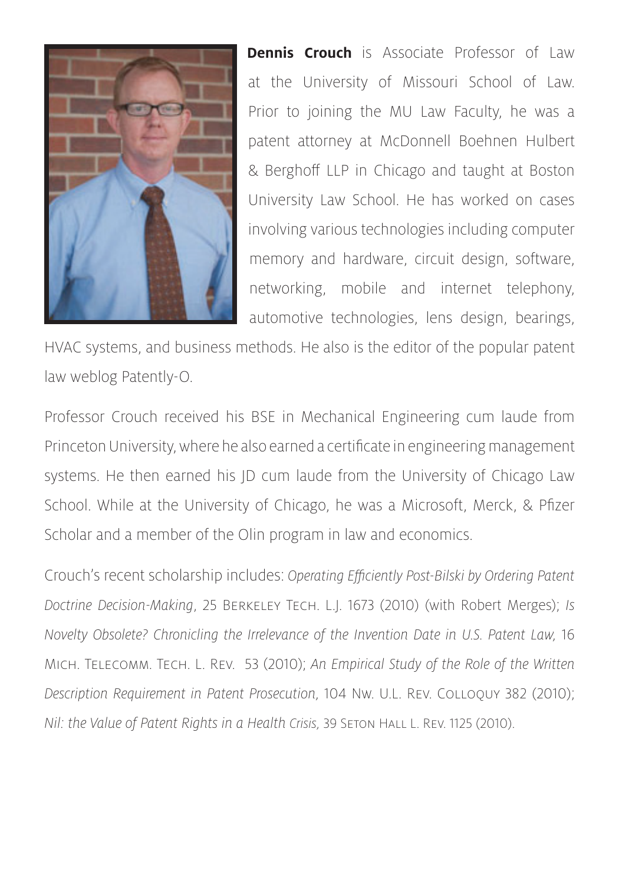**Dennis Crouch** is Associate Professor of Law at the University of Missouri School of Law. Prior to joining the MU Law Faculty, he was a patent attorney at McDonnell Boehnen Hulbert & Berghoff LLP in Chicago and taught at Boston University Law School. He has worked on cases involving various technologies including computer memory and hardware, circuit design, software, networking, mobile and internet telephony, automotive technologies, lens design, bearings, HVAC systems, and business methods. He also is the editor of the popular patent law weblog Patently-O.

Professor Crouch received his BSE in Mechanical Engineering cum laude from Princeton University, where he also earned a certificate in engineering management systems. He then earned his JD cum laude from the University of Chicago Law School. While at the University of Chicago, he was a Microsoft, Merck, & Pfizer Scholar and a member of the Olin program in law and economics.

Crouch's recent scholarship includes: *Operating Efficiently Post-Bilski by Ordering Patent Doctrine Decision-Making*, 25 Berkeley Tech. L.J. 1673 (2010) (with Robert Merges); *Is Novelty Obsolete? Chronicling the Irrelevance of the Invention Date in U.S. Patent Law,* 16 Mich. Telecomm. Tech. L. Rev. 53 (2010); *An Empirical Study of the Role of the Written Description Requirement in Patent Prosecution*, 104 Nw. U.L. Rev. Colloquy 382 (2010); *Nil: the Value of Patent Rights in a Health Crisis,* 39 Seton Hall L. Rev. 1125 (2010).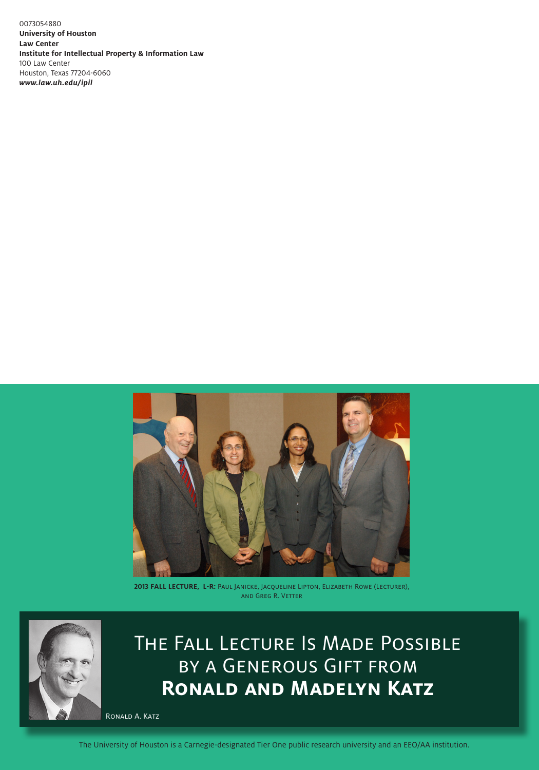0073054880
**University of Houston**
**Law Center**
**Institute for Intellectual Property & Information Law**
100 Law Center
Houston, Texas 77204-6060
***www.law.uh.edu/ipil***

**2013 FALL LECTURE, L-R:** PAUL JANICKE, JACQUELINE LIPTON, ELIZABETH ROWE (LECTURER), AND GREG R. VETTER

# THE FALL LECTURE IS MADE POSSIBLE BY A GENEROUS GIFT FROM **RONALD AND MADELYN KATZ**

RONALD A. KATZ

The University of Houston is a Carnegie-designated Tier One public research university and an EEO/AA institution.